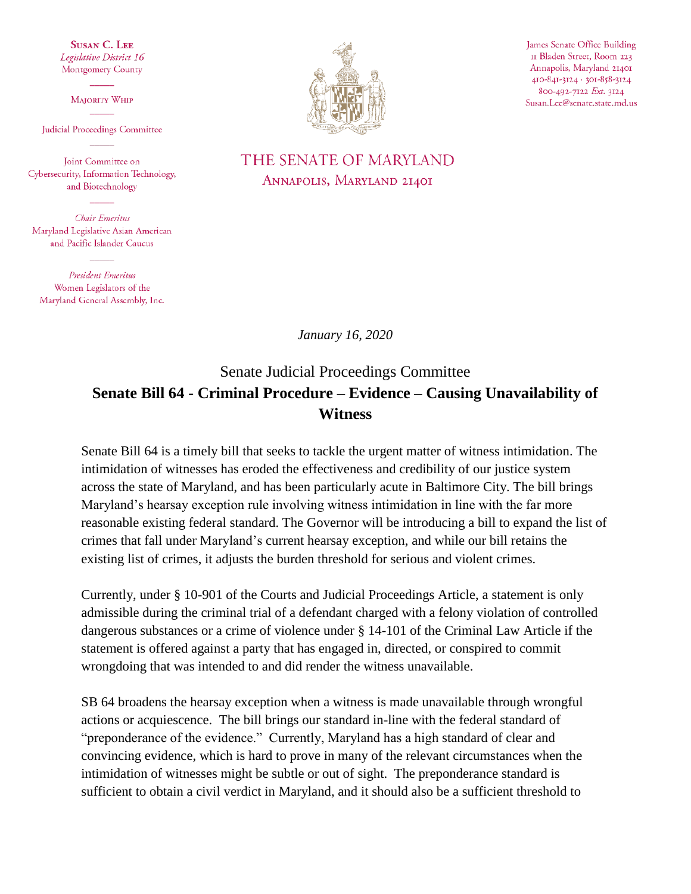**SUSAN C. LEE**
*Legislative District 16*
Montgomery County

MAJORITY WHIP

Judicial Proceedings Committee

Joint Committee on
Cybersecurity, Information Technology,
and Biotechnology

*Chair Emeritus*
Maryland Legislative Asian American
and Pacific Islander Caucus

*President Emeritus*
Women Legislators of the
Maryland General Assembly, Inc.

THE SENATE OF MARYLAND
ANNAPOLIS, MARYLAND 21401

James Senate Office Building
11 Bladen Street, Room 223
Annapolis, Maryland 21401
410-841-3124 · 301-858-3124
800-492-7122 *Ext.* 3124
Susan.Lee@senate.state.md.us

*January 16, 2020*

Senate Judicial Proceedings Committee

**Senate Bill 64 - Criminal Procedure – Evidence – Causing Unavailability of Witness**

Senate Bill 64 is a timely bill that seeks to tackle the urgent matter of witness intimidation. The intimidation of witnesses has eroded the effectiveness and credibility of our justice system across the state of Maryland, and has been particularly acute in Baltimore City. The bill brings Maryland's hearsay exception rule involving witness intimidation in line with the far more reasonable existing federal standard. The Governor will be introducing a bill to expand the list of crimes that fall under Maryland's current hearsay exception, and while our bill retains the existing list of crimes, it adjusts the burden threshold for serious and violent crimes.

Currently, under § 10-901 of the Courts and Judicial Proceedings Article, a statement is only admissible during the criminal trial of a defendant charged with a felony violation of controlled dangerous substances or a crime of violence under § 14-101 of the Criminal Law Article if the statement is offered against a party that has engaged in, directed, or conspired to commit wrongdoing that was intended to and did render the witness unavailable.

SB 64 broadens the hearsay exception when a witness is made unavailable through wrongful actions or acquiescence. The bill brings our standard in-line with the federal standard of "preponderance of the evidence." Currently, Maryland has a high standard of clear and convincing evidence, which is hard to prove in many of the relevant circumstances when the intimidation of witnesses might be subtle or out of sight. The preponderance standard is sufficient to obtain a civil verdict in Maryland, and it should also be a sufficient threshold to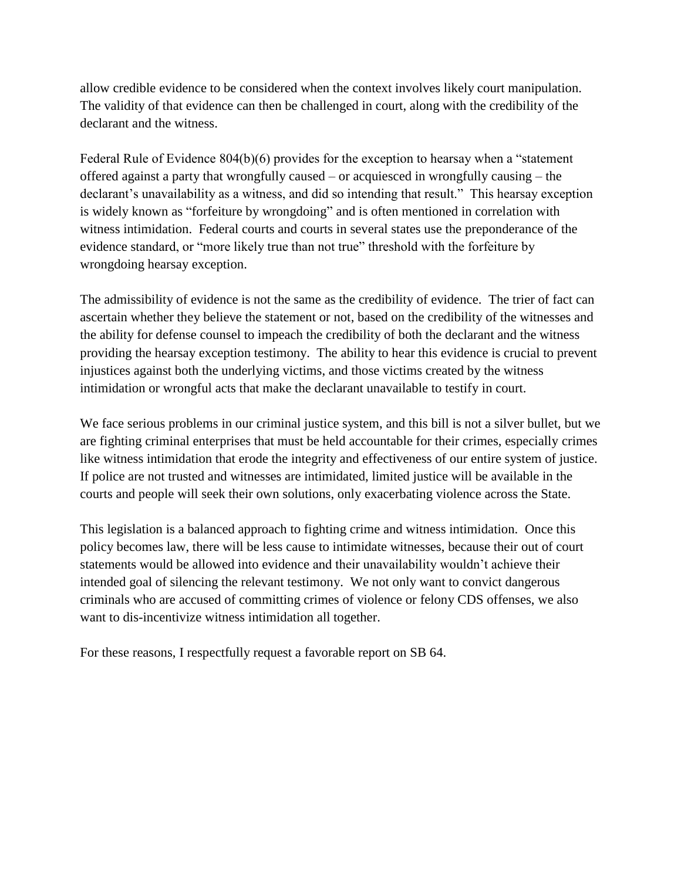allow credible evidence to be considered when the context involves likely court manipulation. The validity of that evidence can then be challenged in court, along with the credibility of the declarant and the witness.

Federal Rule of Evidence 804(b)(6) provides for the exception to hearsay when a "statement offered against a party that wrongfully caused – or acquiesced in wrongfully causing – the declarant's unavailability as a witness, and did so intending that result." This hearsay exception is widely known as "forfeiture by wrongdoing" and is often mentioned in correlation with witness intimidation. Federal courts and courts in several states use the preponderance of the evidence standard, or "more likely true than not true" threshold with the forfeiture by wrongdoing hearsay exception.

The admissibility of evidence is not the same as the credibility of evidence. The trier of fact can ascertain whether they believe the statement or not, based on the credibility of the witnesses and the ability for defense counsel to impeach the credibility of both the declarant and the witness providing the hearsay exception testimony. The ability to hear this evidence is crucial to prevent injustices against both the underlying victims, and those victims created by the witness intimidation or wrongful acts that make the declarant unavailable to testify in court.

We face serious problems in our criminal justice system, and this bill is not a silver bullet, but we are fighting criminal enterprises that must be held accountable for their crimes, especially crimes like witness intimidation that erode the integrity and effectiveness of our entire system of justice. If police are not trusted and witnesses are intimidated, limited justice will be available in the courts and people will seek their own solutions, only exacerbating violence across the State.

This legislation is a balanced approach to fighting crime and witness intimidation. Once this policy becomes law, there will be less cause to intimidate witnesses, because their out of court statements would be allowed into evidence and their unavailability wouldn't achieve their intended goal of silencing the relevant testimony. We not only want to convict dangerous criminals who are accused of committing crimes of violence or felony CDS offenses, we also want to dis-incentivize witness intimidation all together.

For these reasons, I respectfully request a favorable report on SB 64.